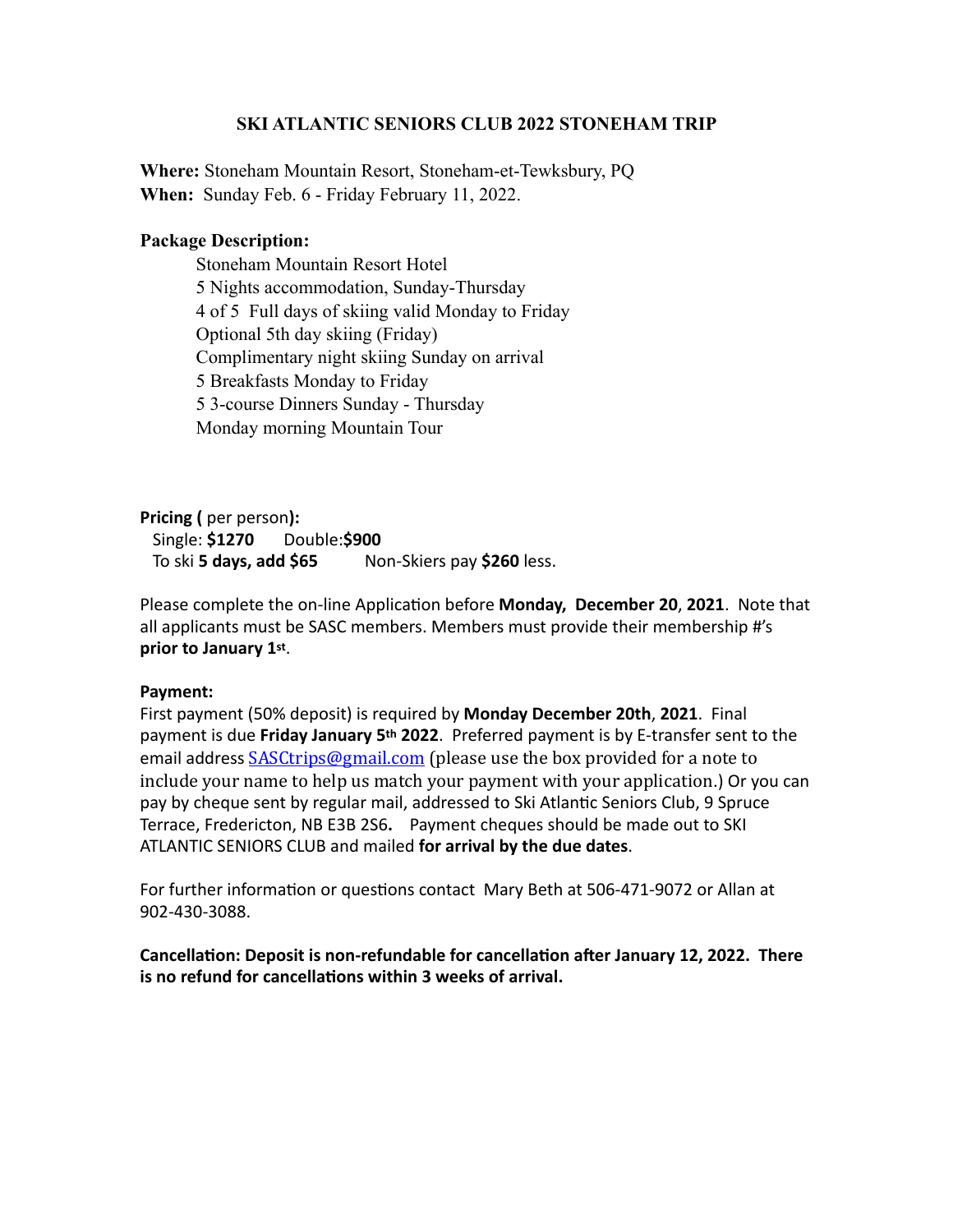# SKI ATLANTIC SENIORS CLUB 2022 STONEHAM TRIP

**Where:** Stoneham Mountain Resort, Stoneham-et-Tewksbury, PQ
**When:** Sunday Feb. 6 - Friday February 11, 2022.

**Package Description:**

Stoneham Mountain Resort Hotel
5 Nights accommodation, Sunday-Thursday
4 of 5 Full days of skiing valid Monday to Friday
Optional 5th day skiing (Friday)
Complimentary night skiing Sunday on arrival
5 Breakfasts Monday to Friday
5 3-course Dinners Sunday - Thursday
Monday morning Mountain Tour

**Pricing (** per person**):**
Single: **$1270** Double:**$900**
To ski **5 days, add $65** Non-Skiers pay **$260** less.

Please complete the on-line Application before **Monday, December 20**, **2021**. Note that all applicants must be SASC members. Members must provide their membership #'s **prior to January 1st**.

**Payment:**
First payment (50% deposit) is required by **Monday December 20th**, **2021**. Final payment is due **Friday January 5th 2022**. Preferred payment is by E-transfer sent to the email address SASCtrips@gmail.com (please use the box provided for a note to include your name to help us match your payment with your application.) Or you can pay by cheque sent by regular mail, addressed to Ski Atlantic Seniors Club, 9 Spruce Terrace, Fredericton, NB E3B 2S6**.** Payment cheques should be made out to SKI ATLANTIC SENIORS CLUB and mailed **for arrival by the due dates**.

For further information or questions contact Mary Beth at 506-471-9072 or Allan at 902-430-3088.

**Cancellation: Deposit is non-refundable for cancellation after January 12, 2022. There is no refund for cancellations within 3 weeks of arrival.**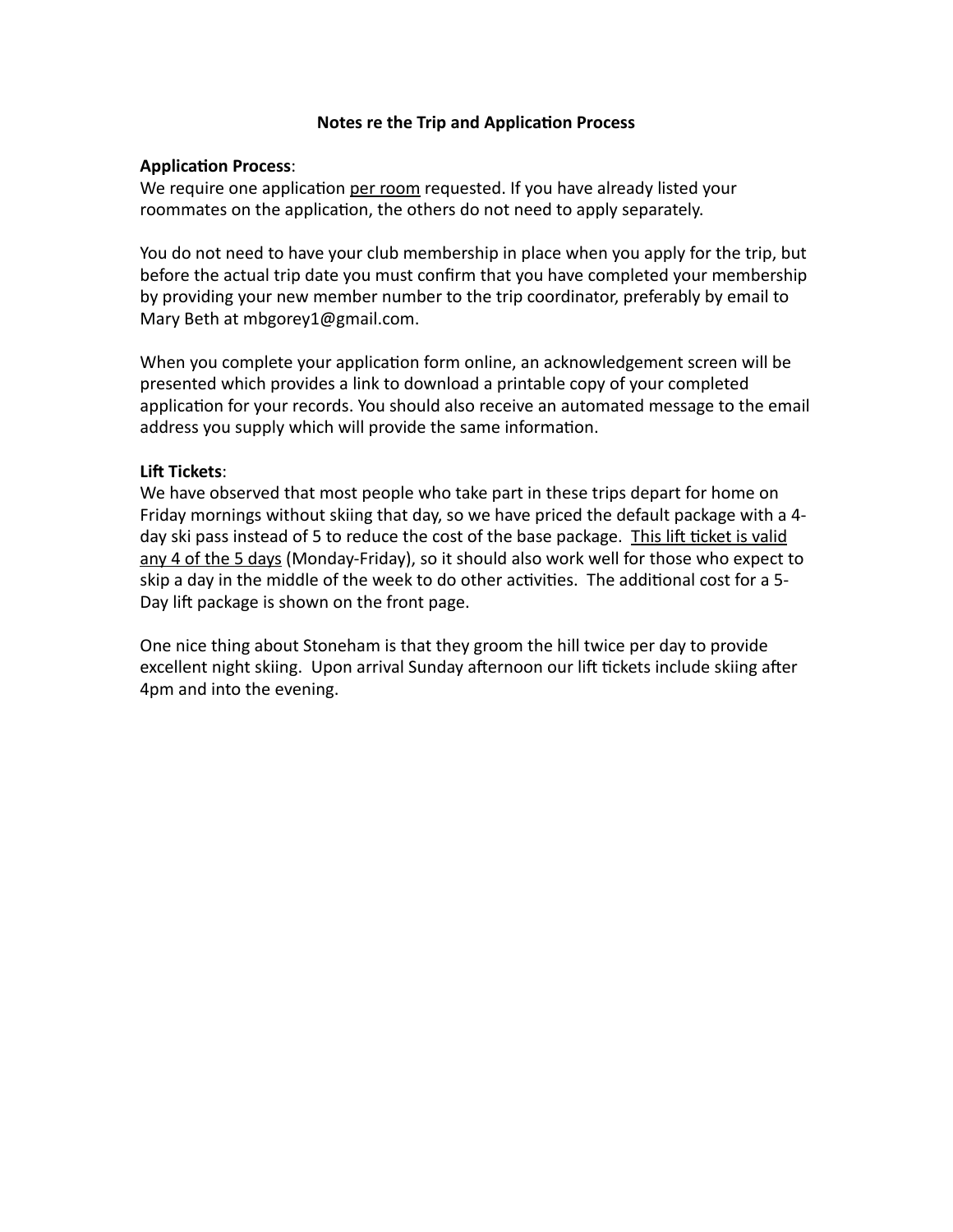**Notes re the Trip and Application Process**

**Application Process**:
We require one application <u>per room</u> requested. If you have already listed your roommates on the application, the others do not need to apply separately.

You do not need to have your club membership in place when you apply for the trip, but before the actual trip date you must confirm that you have completed your membership by providing your new member number to the trip coordinator, preferably by email to Mary Beth at mbgorey1@gmail.com.

When you complete your application form online, an acknowledgement screen will be presented which provides a link to download a printable copy of your completed application for your records. You should also receive an automated message to the email address you supply which will provide the same information.

**Lift Tickets**:
We have observed that most people who take part in these trips depart for home on Friday mornings without skiing that day, so we have priced the default package with a 4-day ski pass instead of 5 to reduce the cost of the base package. <u>This lift ticket is valid any 4 of the 5 days</u> (Monday-Friday), so it should also work well for those who expect to skip a day in the middle of the week to do other activities. The additional cost for a 5-Day lift package is shown on the front page.

One nice thing about Stoneham is that they groom the hill twice per day to provide excellent night skiing. Upon arrival Sunday afternoon our lift tickets include skiing after 4pm and into the evening.